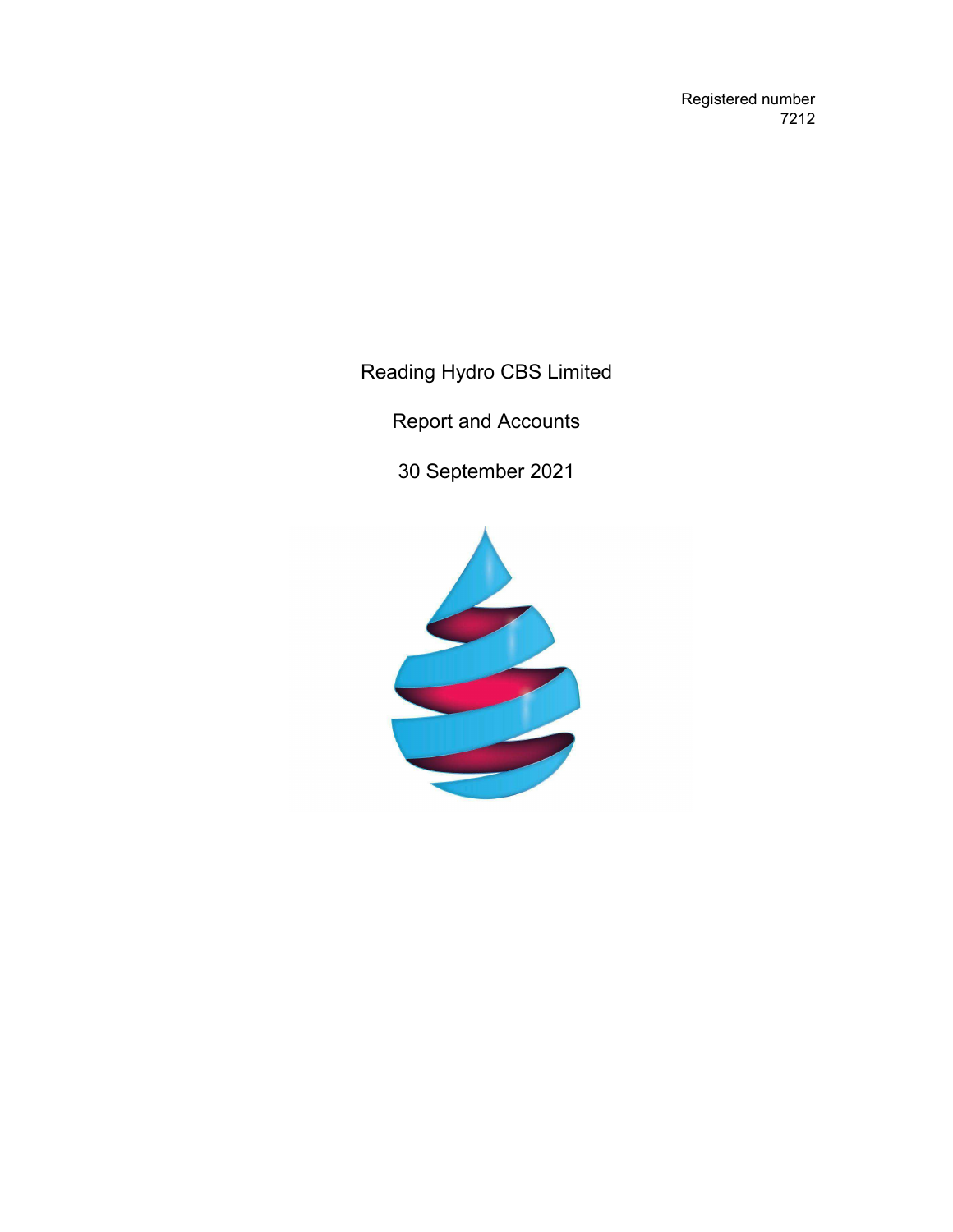Registered number
7212

# Reading Hydro CBS Limited

Report and Accounts

30 September 2021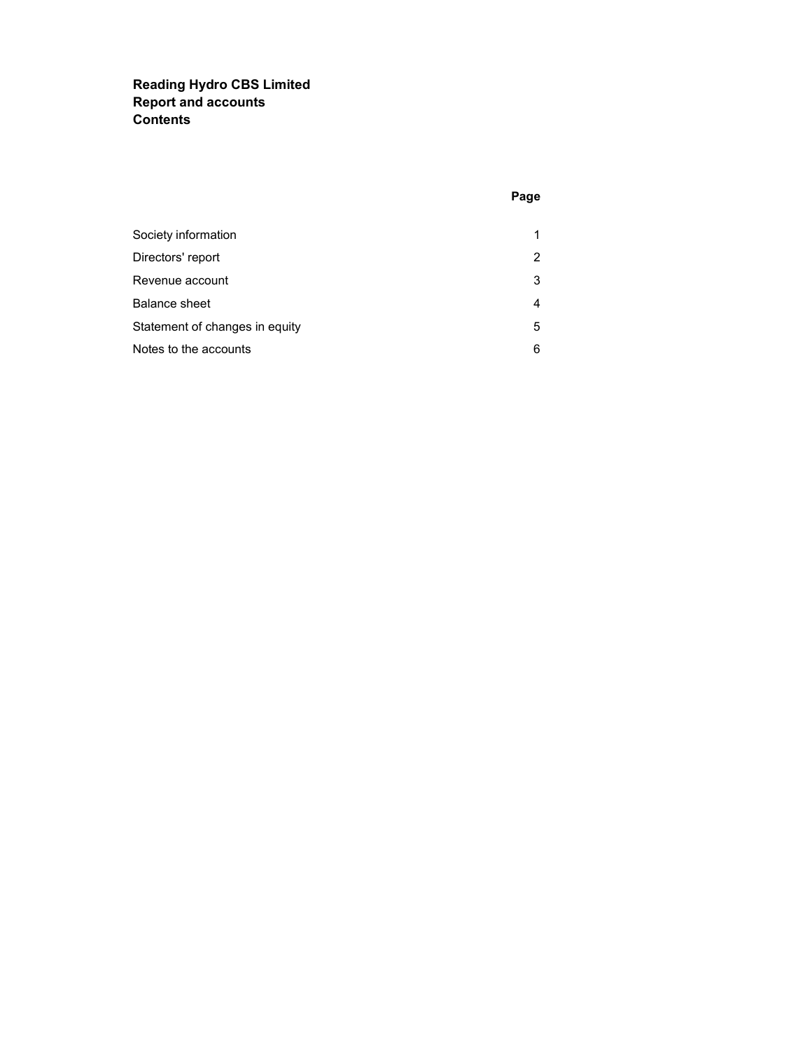**Reading Hydro CBS Limited**
**Report and accounts**
**Contents**

| | Page |
|---|---|
| Society information | 1 |
| Directors' report | 2 |
| Revenue account | 3 |
| Balance sheet | 4 |
| Statement of changes in equity | 5 |
| Notes to the accounts | 6 |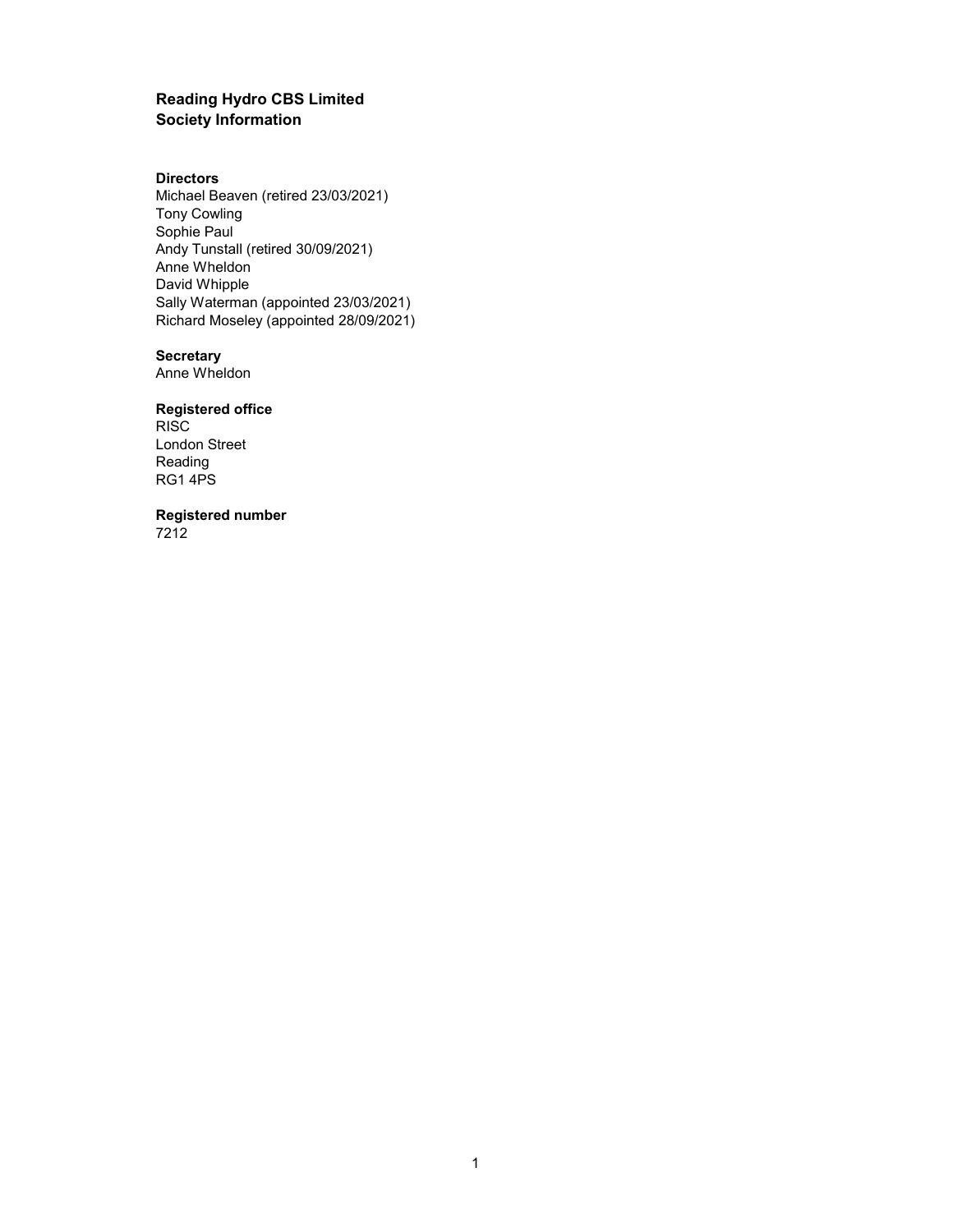# Reading Hydro CBS Limited
## Society Information

**Directors**

Michael Beaven (retired 23/03/2021)
Tony Cowling
Sophie Paul
Andy Tunstall (retired 30/09/2021)
Anne Wheldon
David Whipple
Sally Waterman (appointed 23/03/2021)
Richard Moseley (appointed 28/09/2021)

**Secretary**

Anne Wheldon

**Registered office**

RISC
London Street
Reading
RG1 4PS

**Registered number**

7212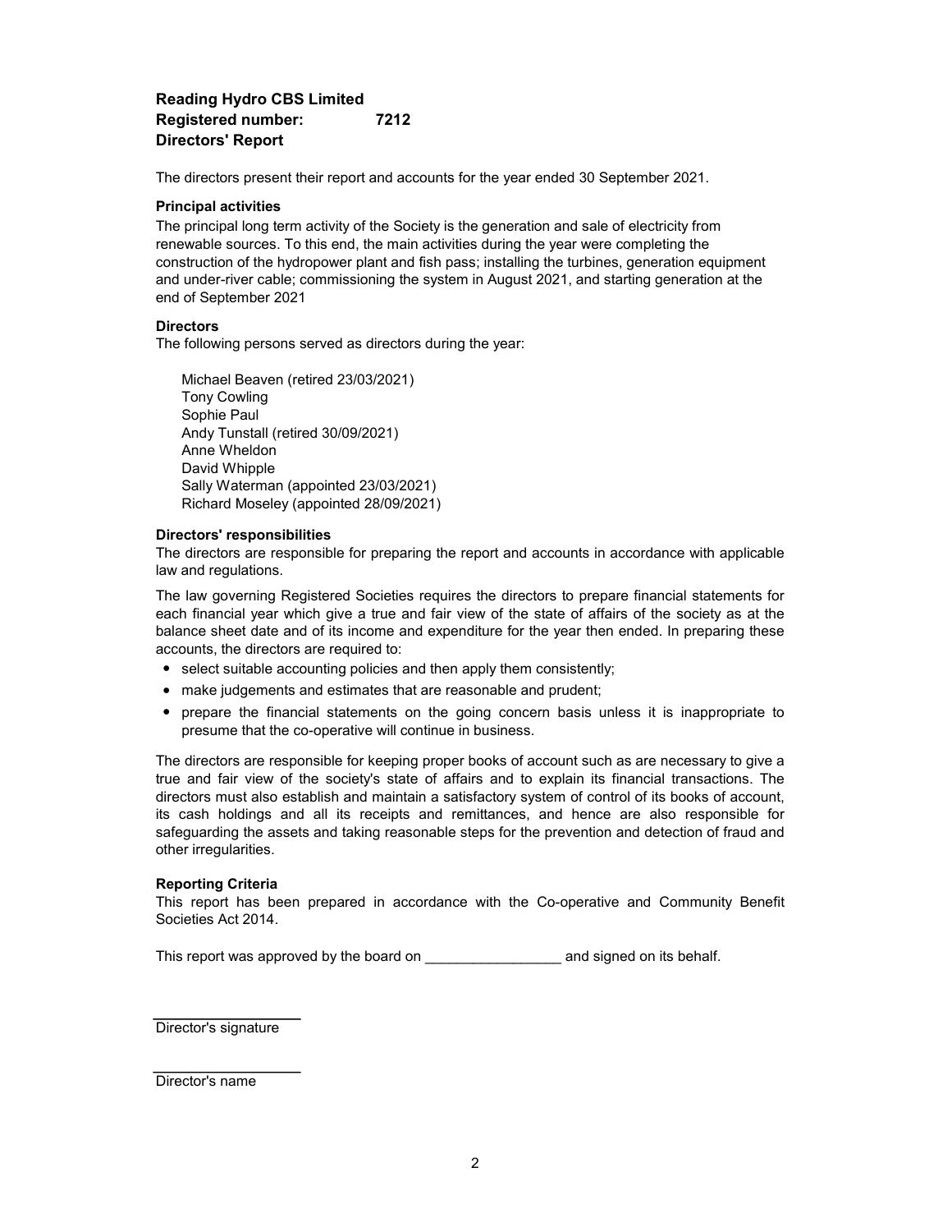# Reading Hydro CBS Limited

**Registered number: 7212**

## Directors' Report

The directors present their report and accounts for the year ended 30 September 2021.

### Principal activities

The principal long term activity of the Society is the generation and sale of electricity from renewable sources. To this end, the main activities during the year were completing the construction of the hydropower plant and fish pass; installing the turbines, generation equipment and under-river cable; commissioning the system in August 2021, and starting generation at the end of September 2021

### Directors

The following persons served as directors during the year:

Michael Beaven (retired 23/03/2021)
Tony Cowling
Sophie Paul
Andy Tunstall (retired 30/09/2021)
Anne Wheldon
David Whipple
Sally Waterman (appointed 23/03/2021)
Richard Moseley (appointed 28/09/2021)

### Directors' responsibilities

The directors are responsible for preparing the report and accounts in accordance with applicable law and regulations.

The law governing Registered Societies requires the directors to prepare financial statements for each financial year which give a true and fair view of the state of affairs of the society as at the balance sheet date and of its income and expenditure for the year then ended. In preparing these accounts, the directors are required to:

- select suitable accounting policies and then apply them consistently;
- make judgements and estimates that are reasonable and prudent;
- prepare the financial statements on the going concern basis unless it is inappropriate to presume that the co-operative will continue in business.

The directors are responsible for keeping proper books of account such as are necessary to give a true and fair view of the society's state of affairs and to explain its financial transactions. The directors must also establish and maintain a satisfactory system of control of its books of account, its cash holdings and all its receipts and remittances, and hence are also responsible for safeguarding the assets and taking reasonable steps for the prevention and detection of fraud and other irregularities.

### Reporting Criteria

This report has been prepared in accordance with the Co-operative and Community Benefit Societies Act 2014.

This report was approved by the board on _________________ and signed on its behalf.

Director's signature

Director's name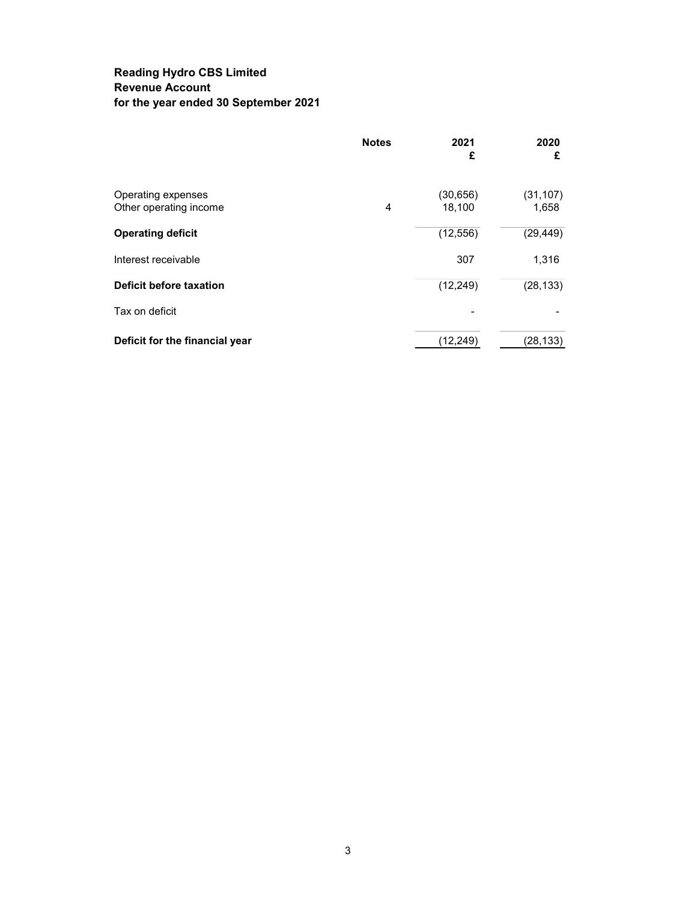**Reading Hydro CBS Limited**
**Revenue Account**
**for the year ended 30 September 2021**

| | Notes | 2021 £ | 2020 £ |
|---|---|---|---|
| Operating expenses | | (30,656) | (31,107) |
| Other operating income | 4 | 18,100 | 1,658 |
| **Operating deficit** | | (12,556) | (29,449) |
| Interest receivable | | 307 | 1,316 |
| **Deficit before taxation** | | (12,249) | (28,133) |
| Tax on deficit | | - | - |
| **Deficit for the financial year** | | (12,249) | (28,133) |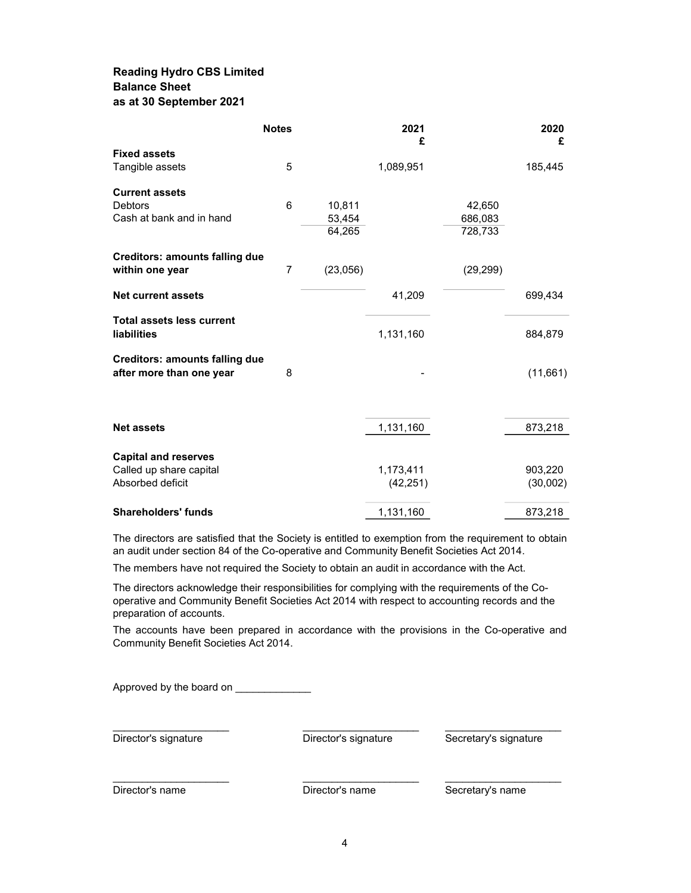# Reading Hydro CBS Limited
## Balance Sheet
## as at 30 September 2021

| | Notes | | 2021 £ | | 2020 £ |
|---|---|---|---|---|---|
| **Fixed assets** | | | | | |
| Tangible assets | 5 | | 1,089,951 | | 185,445 |
| **Current assets** | | | | | |
| Debtors | 6 | 10,811 | | 42,650 | |
| Cash at bank and in hand | | 53,454 | | 686,083 | |
| | | 64,265 | | 728,733 | |
| **Creditors: amounts falling due within one year** | 7 | (23,056) | | (29,299) | |
| **Net current assets** | | | 41,209 | | 699,434 |
| **Total assets less current liabilities** | | | 1,131,160 | | 884,879 |
| **Creditors: amounts falling due after more than one year** | 8 | | - | | (11,661) |
| **Net assets** | | | 1,131,160 | | 873,218 |
| **Capital and reserves** | | | | | |
| Called up share capital | | | 1,173,411 | | 903,220 |
| Absorbed deficit | | | (42,251) | | (30,002) |
| **Shareholders' funds** | | | 1,131,160 | | 873,218 |

The directors are satisfied that the Society is entitled to exemption from the requirement to obtain an audit under section 84 of the Co-operative and Community Benefit Societies Act 2014.

The members have not required the Society to obtain an audit in accordance with the Act.

The directors acknowledge their responsibilities for complying with the requirements of the Co-operative and Community Benefit Societies Act 2014 with respect to accounting records and the preparation of accounts.

The accounts have been prepared in accordance with the provisions in the Co-operative and Community Benefit Societies Act 2014.

Approved by the board on _____________

| | | |
|---|---|---|
| Director's signature | Director's signature | Secretary's signature |
| Director's name | Director's name | Secretary's name |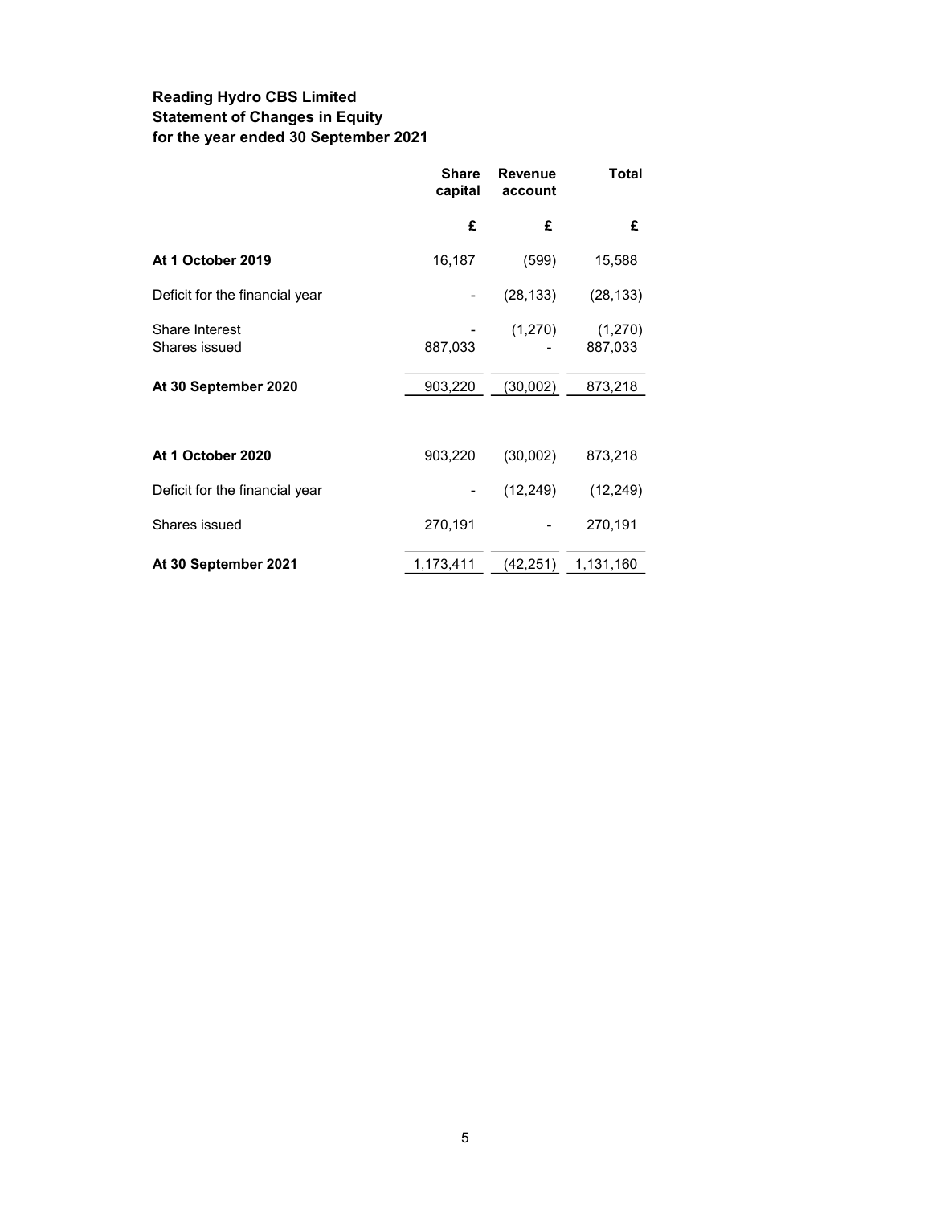**Reading Hydro CBS Limited**
**Statement of Changes in Equity**
**for the year ended 30 September 2021**

| | Share capital | Revenue account | Total |
|---|---|---|---|
| | £ | £ | £ |
| **At 1 October 2019** | 16,187 | (599) | 15,588 |
| Deficit for the financial year | - | (28,133) | (28,133) |
| Share Interest | - | (1,270) | (1,270) |
| Shares issued | 887,033 | - | 887,033 |
| **At 30 September 2020** | 903,220 | (30,002) | 873,218 |
| | | | |
| **At 1 October 2020** | 903,220 | (30,002) | 873,218 |
| Deficit for the financial year | - | (12,249) | (12,249) |
| Shares issued | 270,191 | - | 270,191 |
| **At 30 September 2021** | 1,173,411 | (42,251) | 1,131,160 |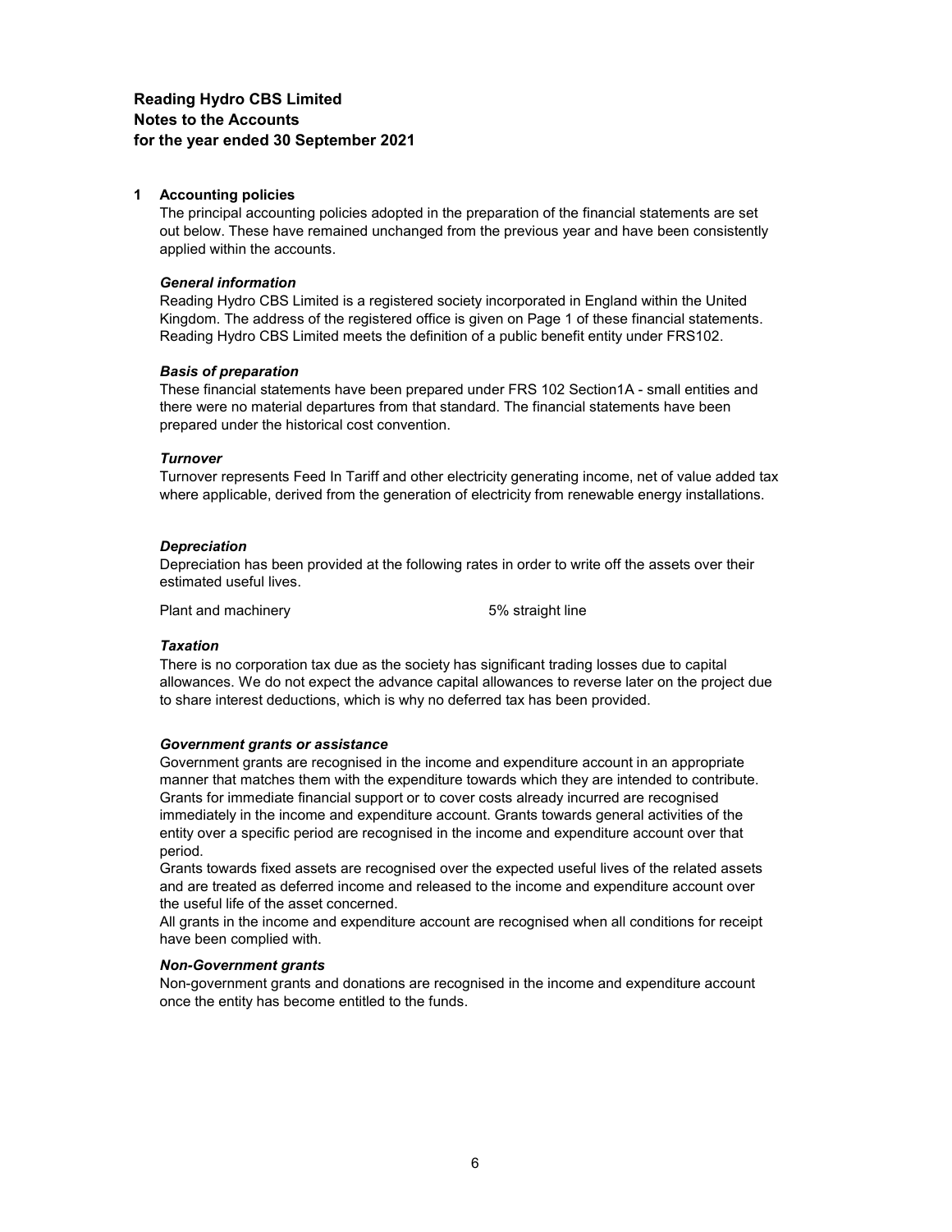**Reading Hydro CBS Limited**
**Notes to the Accounts**
**for the year ended 30 September 2021**

## 1 Accounting policies

The principal accounting policies adopted in the preparation of the financial statements are set out below. These have remained unchanged from the previous year and have been consistently applied within the accounts.

### *General information*

Reading Hydro CBS Limited is a registered society incorporated in England within the United Kingdom. The address of the registered office is given on Page 1 of these financial statements. Reading Hydro CBS Limited meets the definition of a public benefit entity under FRS102.

### *Basis of preparation*

These financial statements have been prepared under FRS 102 Section1A - small entities and there were no material departures from that standard. The financial statements have been prepared under the historical cost convention.

### *Turnover*

Turnover represents Feed In Tariff and other electricity generating income, net of value added tax where applicable, derived from the generation of electricity from renewable energy installations.

### *Depreciation*

Depreciation has been provided at the following rates in order to write off the assets over their estimated useful lives.

| | |
|---|---|
| Plant and machinery | 5% straight line |

### *Taxation*

There is no corporation tax due as the society has significant trading losses due to capital allowances. We do not expect the advance capital allowances to reverse later on the project due to share interest deductions, which is why no deferred tax has been provided.

### *Government grants or assistance*

Government grants are recognised in the income and expenditure account in an appropriate manner that matches them with the expenditure towards which they are intended to contribute. Grants for immediate financial support or to cover costs already incurred are recognised immediately in the income and expenditure account. Grants towards general activities of the entity over a specific period are recognised in the income and expenditure account over that period.

Grants towards fixed assets are recognised over the expected useful lives of the related assets and are treated as deferred income and released to the income and expenditure account over the useful life of the asset concerned.

All grants in the income and expenditure account are recognised when all conditions for receipt have been complied with.

### *Non-Government grants*

Non-government grants and donations are recognised in the income and expenditure account once the entity has become entitled to the funds.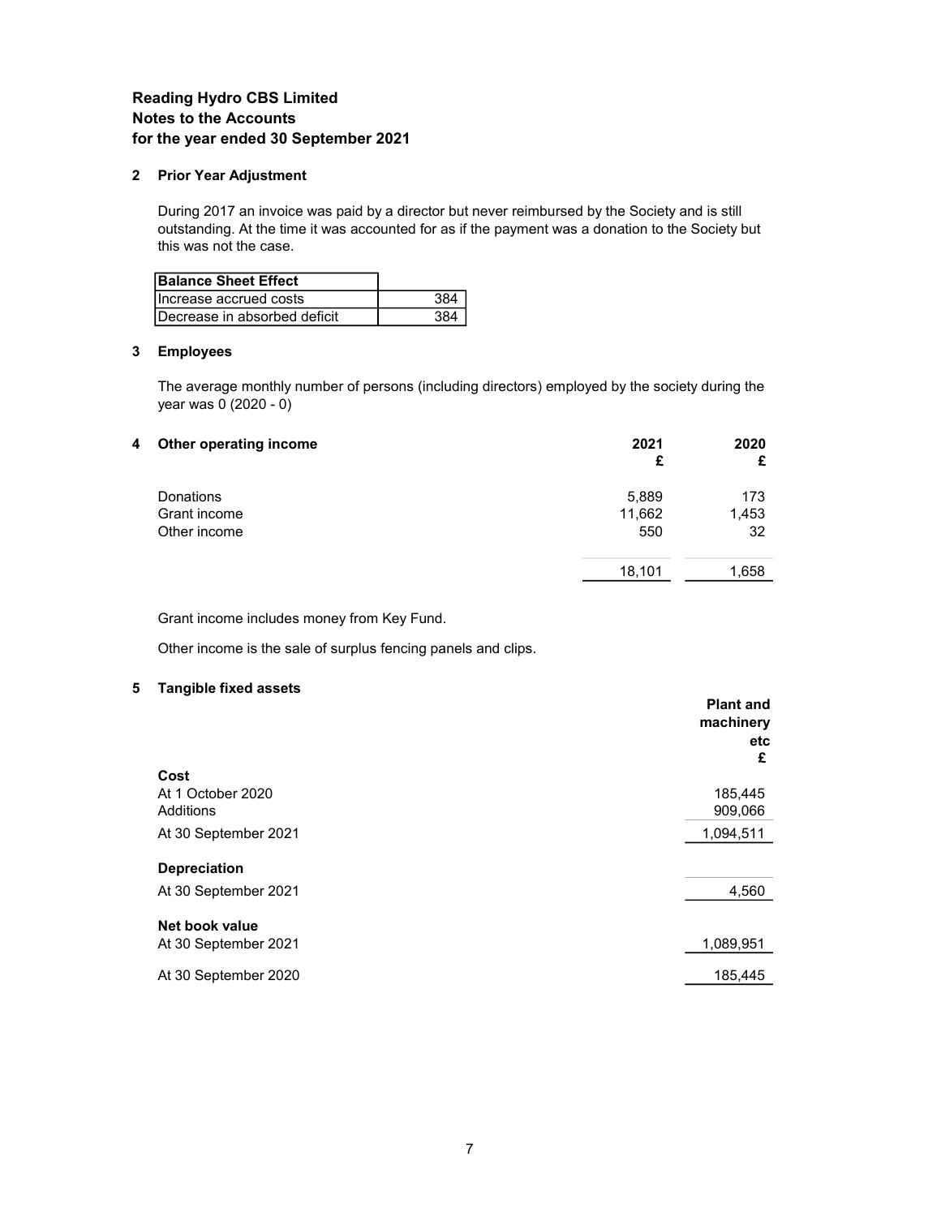**Reading Hydro CBS Limited**
**Notes to the Accounts**
**for the year ended 30 September 2021**

### 2 Prior Year Adjustment

During 2017 an invoice was paid by a director but never reimbursed by the Society and is still outstanding. At the time it was accounted for as if the payment was a donation to the Society but this was not the case.

| Balance Sheet Effect | |
|---|---|
| Increase accrued costs | 384 |
| Decrease in absorbed deficit | 384 |

### 3 Employees

The average monthly number of persons (including directors) employed by the society during the year was 0 (2020 - 0)

### 4 Other operating income

| | 2021 £ | 2020 £ |
|---|---|---|
| Donations | 5,889 | 173 |
| Grant income | 11,662 | 1,453 |
| Other income | 550 | 32 |
| | 18,101 | 1,658 |

Grant income includes money from Key Fund.

Other income is the sale of surplus fencing panels and clips.

### 5 Tangible fixed assets

| | Plant and machinery etc £ |
|---|---|
| **Cost** | |
| At 1 October 2020 | 185,445 |
| Additions | 909,066 |
| At 30 September 2021 | 1,094,511 |
| **Depreciation** | |
| At 30 September 2021 | 4,560 |
| **Net book value** | |
| At 30 September 2021 | 1,089,951 |
| At 30 September 2020 | 185,445 |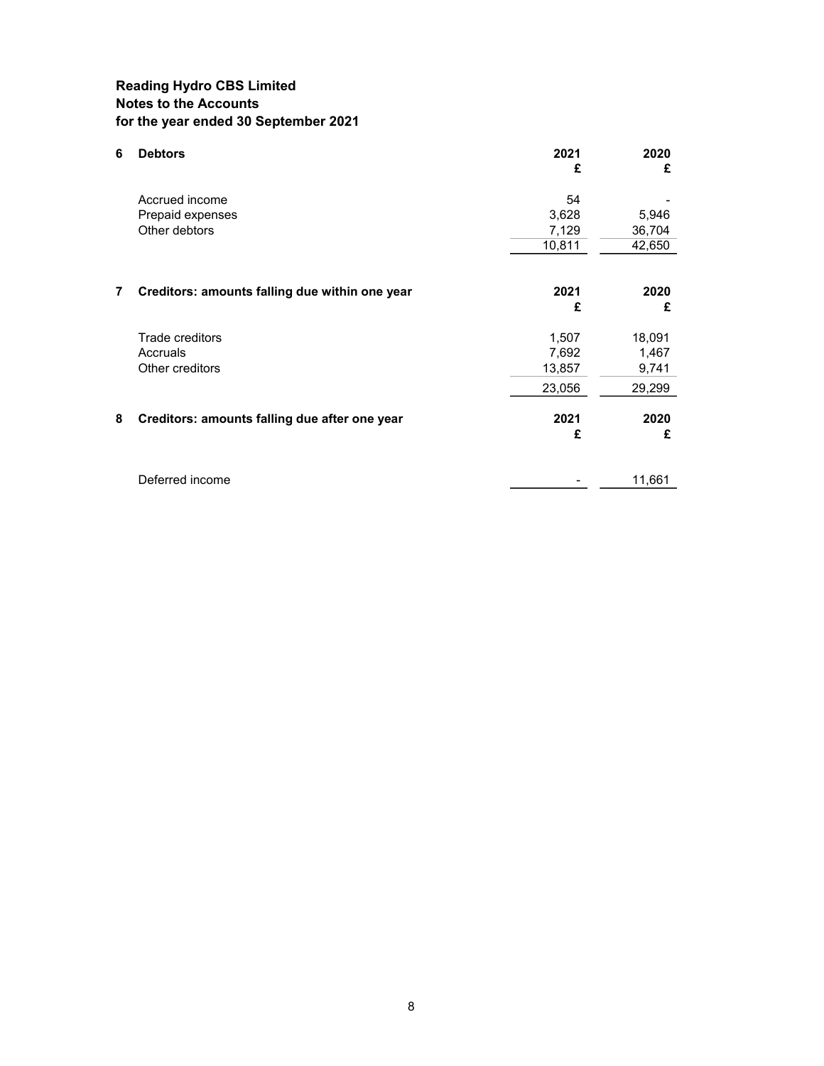**Reading Hydro CBS Limited**
**Notes to the Accounts**
**for the year ended 30 September 2021**

## 6 Debtors

| | 2021 £ | 2020 £ |
|---|---|---|
| Accrued income | 54 | - |
| Prepaid expenses | 3,628 | 5,946 |
| Other debtors | 7,129 | 36,704 |
| | 10,811 | 42,650 |

## 7 Creditors: amounts falling due within one year

| | 2021 £ | 2020 £ |
|---|---|---|
| Trade creditors | 1,507 | 18,091 |
| Accruals | 7,692 | 1,467 |
| Other creditors | 13,857 | 9,741 |
| | 23,056 | 29,299 |

## 8 Creditors: amounts falling due after one year

| | 2021 £ | 2020 £ |
|---|---|---|
| Deferred income | - | 11,661 |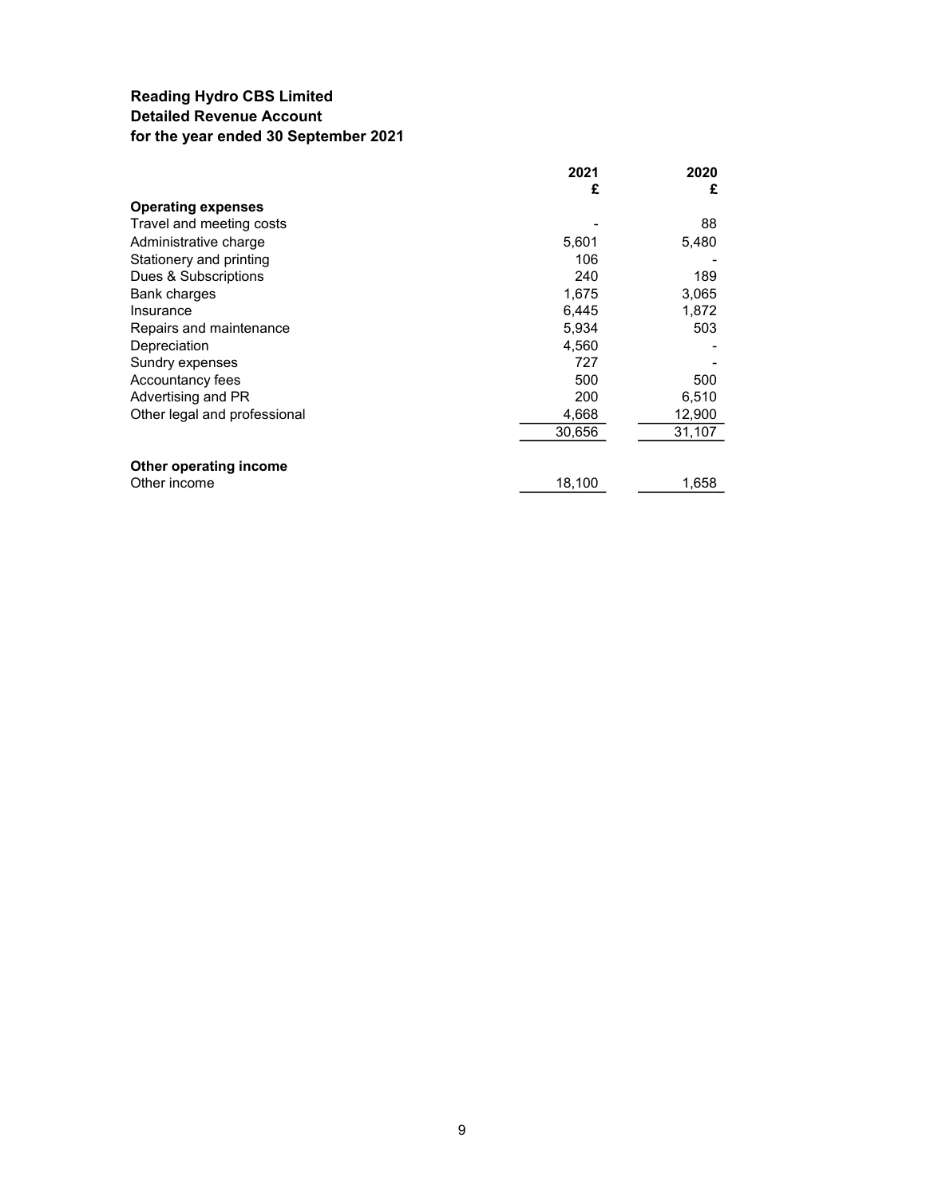**Reading Hydro CBS Limited**
**Detailed Revenue Account**
**for the year ended 30 September 2021**

| | 2021 £ | 2020 £ |
|---|---|---|
| **Operating expenses** | | |
| Travel and meeting costs | - | 88 |
| Administrative charge | 5,601 | 5,480 |
| Stationery and printing | 106 | - |
| Dues & Subscriptions | 240 | 189 |
| Bank charges | 1,675 | 3,065 |
| Insurance | 6,445 | 1,872 |
| Repairs and maintenance | 5,934 | 503 |
| Depreciation | 4,560 | - |
| Sundry expenses | 727 | - |
| Accountancy fees | 500 | 500 |
| Advertising and PR | 200 | 6,510 |
| Other legal and professional | 4,668 | 12,900 |
| | 30,656 | 31,107 |
| **Other operating income** | | |
| Other income | 18,100 | 1,658 |